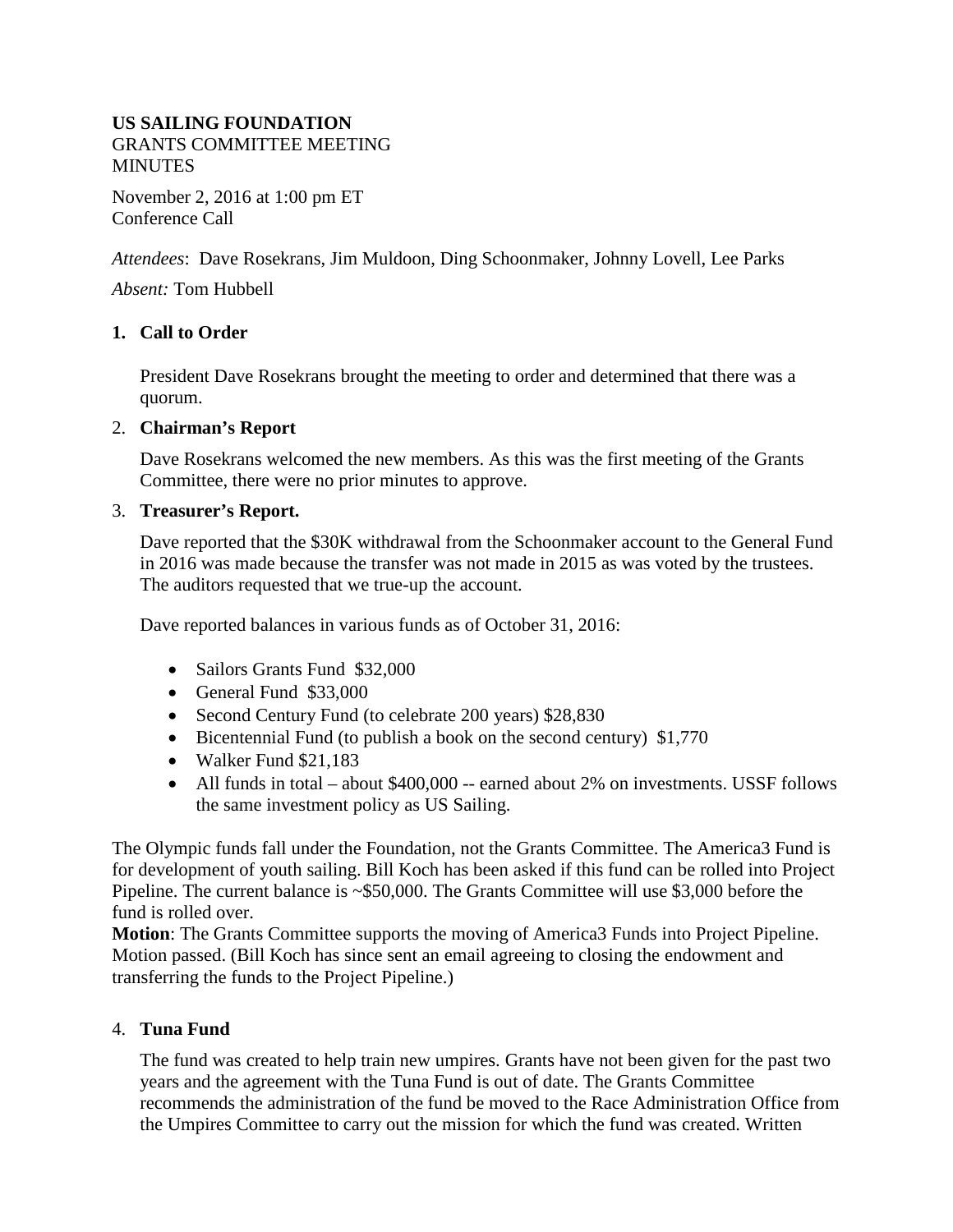**US SAILING FOUNDATION**
GRANTS COMMITTEE MEETING
MINUTES

November 2, 2016 at 1:00 pm ET
Conference Call

*Attendees*: Dave Rosekrans, Jim Muldoon, Ding Schoonmaker, Johnny Lovell, Lee Parks

*Absent:* Tom Hubbell

1. **Call to Order**

   President Dave Rosekrans brought the meeting to order and determined that there was a quorum.

2. **Chairman's Report**

   Dave Rosekrans welcomed the new members. As this was the first meeting of the Grants Committee, there were no prior minutes to approve.

3. **Treasurer's Report.**

   Dave reported that the $30K withdrawal from the Schoonmaker account to the General Fund in 2016 was made because the transfer was not made in 2015 as was voted by the trustees. The auditors requested that we true-up the account.

   Dave reported balances in various funds as of October 31, 2016:

   - Sailors Grants Fund  $32,000
   - General Fund  $33,000
   - Second Century Fund (to celebrate 200 years) $28,830
   - Bicentennial Fund (to publish a book on the second century)  $1,770
   - Walker Fund $21,183
   - All funds in total – about $400,000 -- earned about 2% on investments. USSF follows the same investment policy as US Sailing.

The Olympic funds fall under the Foundation, not the Grants Committee. The America3 Fund is for development of youth sailing. Bill Koch has been asked if this fund can be rolled into Project Pipeline. The current balance is ~$50,000. The Grants Committee will use $3,000 before the fund is rolled over.

**Motion**: The Grants Committee supports the moving of America3 Funds into Project Pipeline. Motion passed. (Bill Koch has since sent an email agreeing to closing the endowment and transferring the funds to the Project Pipeline.)

4. **Tuna Fund**

   The fund was created to help train new umpires. Grants have not been given for the past two years and the agreement with the Tuna Fund is out of date. The Grants Committee recommends the administration of the fund be moved to the Race Administration Office from the Umpires Committee to carry out the mission for which the fund was created. Written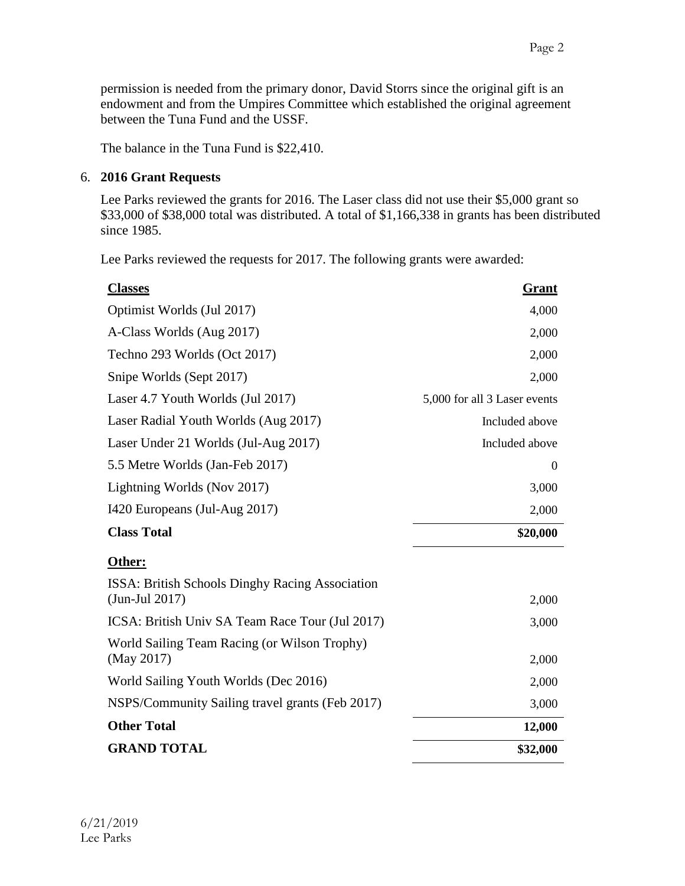permission is needed from the primary donor, David Storrs since the original gift is an endowment and from the Umpires Committee which established the original agreement between the Tuna Fund and the USSF.

The balance in the Tuna Fund is $22,410.

6. **2016 Grant Requests**

   Lee Parks reviewed the grants for 2016. The Laser class did not use their $5,000 grant so $33,000 of $38,000 total was distributed. A total of $1,166,338 in grants has been distributed since 1985.

   Lee Parks reviewed the requests for 2017. The following grants were awarded:

| **Classes** | **Grant** |
|---|---|
| Optimist Worlds (Jul 2017) | 4,000 |
| A-Class Worlds (Aug 2017) | 2,000 |
| Techno 293 Worlds (Oct 2017) | 2,000 |
| Snipe Worlds (Sept 2017) | 2,000 |
| Laser 4.7 Youth Worlds (Jul 2017) | 5,000 for all 3 Laser events |
| Laser Radial Youth Worlds (Aug 2017) | Included above |
| Laser Under 21 Worlds (Jul-Aug 2017) | Included above |
| 5.5 Metre Worlds (Jan-Feb 2017) | 0 |
| Lightning Worlds (Nov 2017) | 3,000 |
| I420 Europeans (Jul-Aug 2017) | 2,000 |
| **Class Total** | **$20,000** |
| **Other:** | |
| ISSA: British Schools Dinghy Racing Association (Jun-Jul 2017) | 2,000 |
| ICSA: British Univ SA Team Race Tour (Jul 2017) | 3,000 |
| World Sailing Team Racing (or Wilson Trophy) (May 2017) | 2,000 |
| World Sailing Youth Worlds (Dec 2016) | 2,000 |
| NSPS/Community Sailing travel grants (Feb 2017) | 3,000 |
| **Other Total** | **12,000** |
| **GRAND TOTAL** | **$32,000** |

6/21/2019
Lee Parks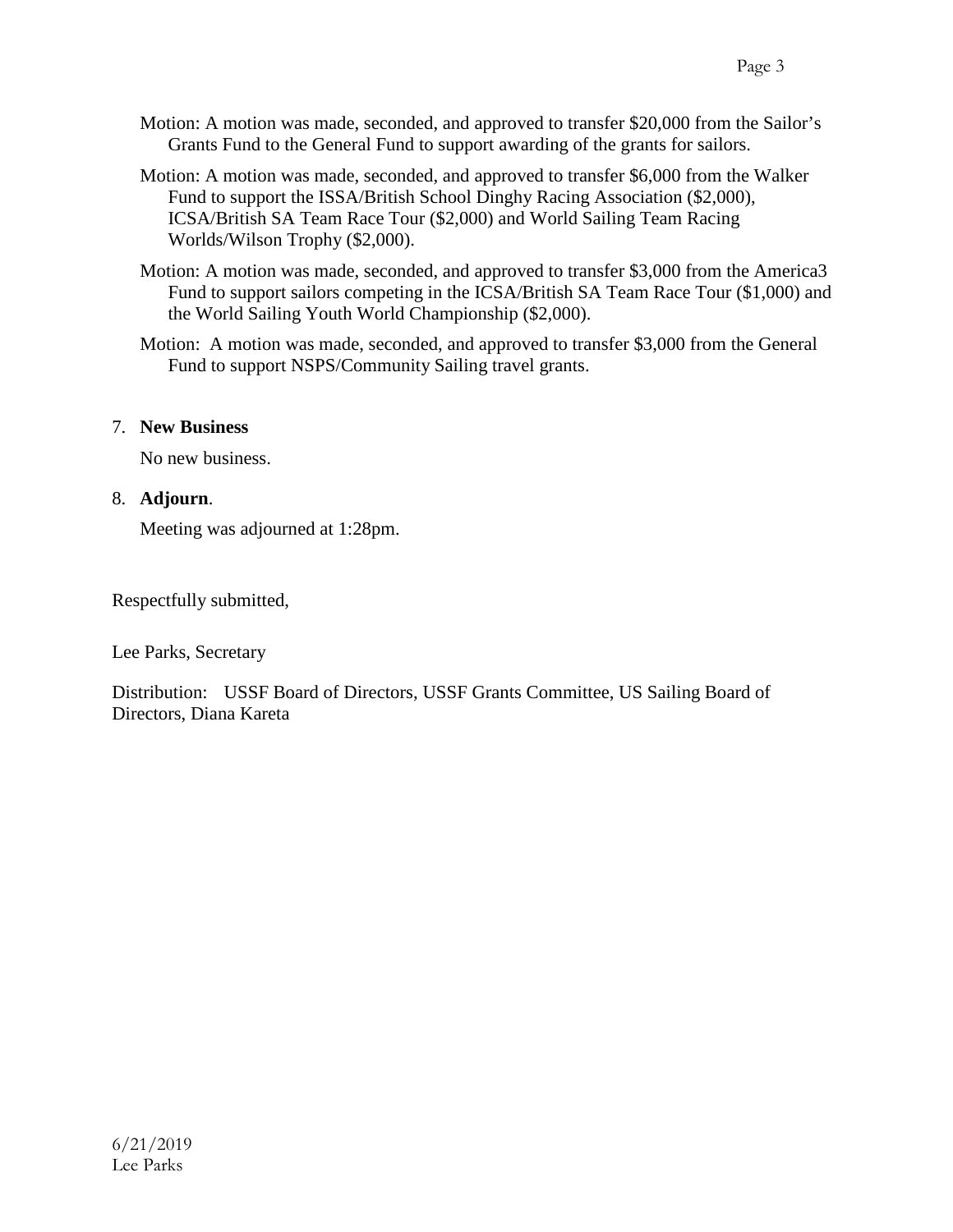Motion: A motion was made, seconded, and approved to transfer $20,000 from the Sailor's Grants Fund to the General Fund to support awarding of the grants for sailors.

Motion: A motion was made, seconded, and approved to transfer $6,000 from the Walker Fund to support the ISSA/British School Dinghy Racing Association ($2,000), ICSA/British SA Team Race Tour ($2,000) and World Sailing Team Racing Worlds/Wilson Trophy ($2,000).

Motion: A motion was made, seconded, and approved to transfer $3,000 from the America3 Fund to support sailors competing in the ICSA/British SA Team Race Tour ($1,000) and the World Sailing Youth World Championship ($2,000).

Motion: A motion was made, seconded, and approved to transfer $3,000 from the General Fund to support NSPS/Community Sailing travel grants.

7. **New Business**

   No new business.

8. **Adjourn**.

   Meeting was adjourned at 1:28pm.

Respectfully submitted,

Lee Parks, Secretary

Distribution: USSF Board of Directors, USSF Grants Committee, US Sailing Board of Directors, Diana Kareta

6/21/2019
Lee Parks